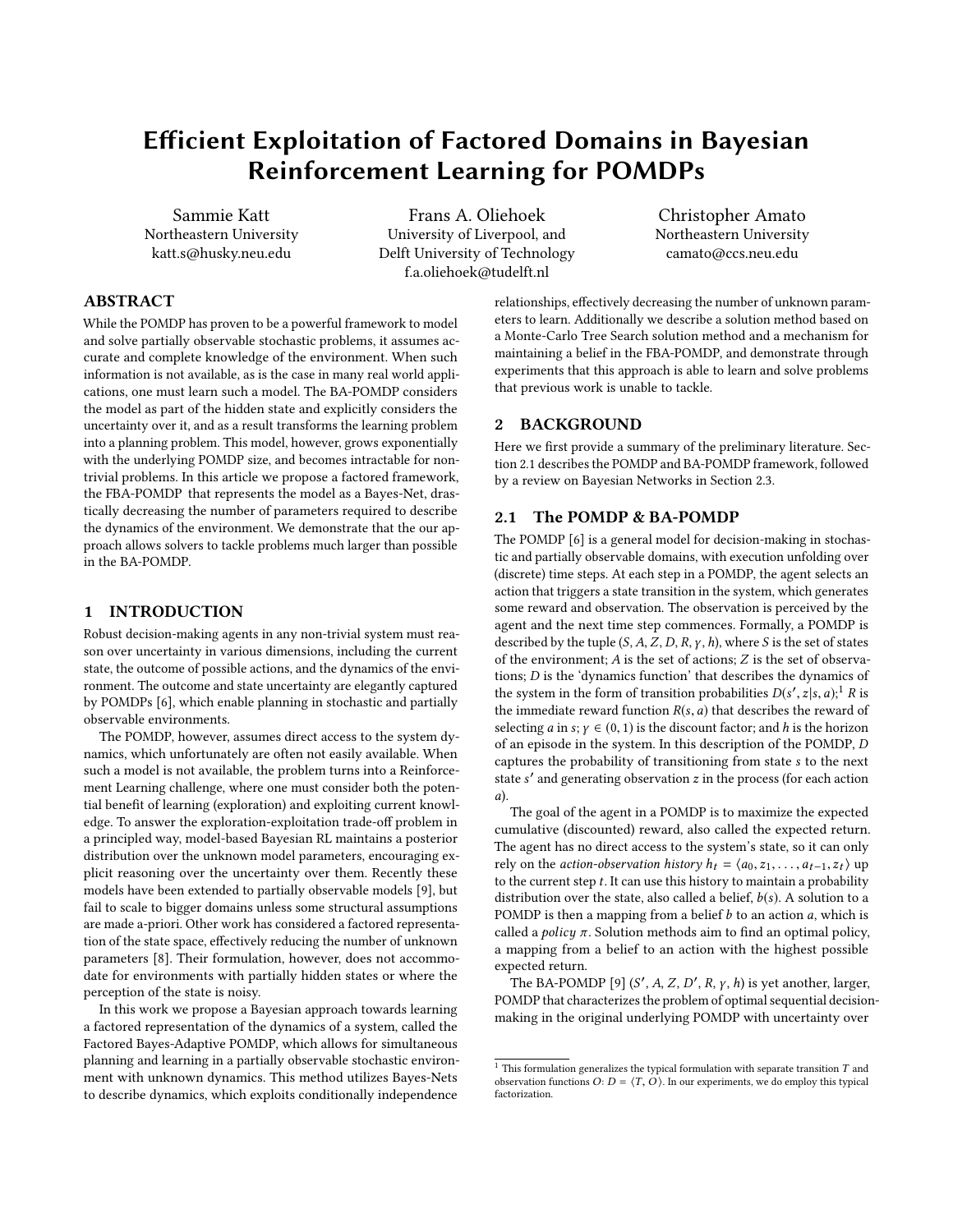# Efficient Exploitation of Factored Domains in Bayesian Reinforcement Learning for POMDPs

Sammie Katt
Northeastern University
katt.s@husky.neu.edu

Frans A. Oliehoek
University of Liverpool, and
Delft University of Technology
f.a.oliehoek@tudelft.nl

Christopher Amato
Northeastern University
camato@ccs.neu.edu

## ABSTRACT

While the POMDP has proven to be a powerful framework to model and solve partially observable stochastic problems, it assumes accurate and complete knowledge of the environment. When such information is not available, as is the case in many real world applications, one must learn such a model. The BA-POMDP considers the model as part of the hidden state and explicitly considers the uncertainty over it, and as a result transforms the learning problem into a planning problem. This model, however, grows exponentially with the underlying POMDP size, and becomes intractable for non-trivial problems. In this article we propose a factored framework, the FBA-POMDP that represents the model as a Bayes-Net, drastically decreasing the number of parameters required to describe the dynamics of the environment. We demonstrate that the our approach allows solvers to tackle problems much larger than possible in the BA-POMDP.

## 1 INTRODUCTION

Robust decision-making agents in any non-trivial system must reason over uncertainty in various dimensions, including the current state, the outcome of possible actions, and the dynamics of the environment. The outcome and state uncertainty are elegantly captured by POMDPs [6], which enable planning in stochastic and partially observable environments.

The POMDP, however, assumes direct access to the system dynamics, which unfortunately are often not easily available. When such a model is not available, the problem turns into a Reinforcement Learning challenge, where one must consider both the potential benefit of learning (exploration) and exploiting current knowledge. To answer the exploration-exploitation trade-off problem in a principled way, model-based Bayesian RL maintains a posterior distribution over the unknown model parameters, encouraging explicit reasoning over the uncertainty over them. Recently these models have been extended to partially observable models [9], but fail to scale to bigger domains unless some structural assumptions are made a-priori. Other work has considered a factored representation of the state space, effectively reducing the number of unknown parameters [8]. Their formulation, however, does not accommodate for environments with partially hidden states or where the perception of the state is noisy.

In this work we propose a Bayesian approach towards learning a factored representation of the dynamics of a system, called the Factored Bayes-Adaptive POMDP, which allows for simultaneous planning and learning in a partially observable stochastic environment with unknown dynamics. This method utilizes Bayes-Nets to describe dynamics, which exploits conditionally independence relationships, effectively decreasing the number of unknown parameters to learn. Additionally we describe a solution method based on a Monte-Carlo Tree Search solution method and a mechanism for maintaining a belief in the FBA-POMDP, and demonstrate through experiments that this approach is able to learn and solve problems that previous work is unable to tackle.

## 2 BACKGROUND

Here we first provide a summary of the preliminary literature. Section 2.1 describes the POMDP and BA-POMDP framework, followed by a review on Bayesian Networks in Section 2.3.

### 2.1 The POMDP & BA-POMDP

The POMDP [6] is a general model for decision-making in stochastic and partially observable domains, with execution unfolding over (discrete) time steps. At each step in a POMDP, the agent selects an action that triggers a state transition in the system, which generates some reward and observation. The observation is perceived by the agent and the next time step commences. Formally, a POMDP is described by the tuple $(S, A, Z, D, R, \gamma, h)$, where $S$ is the set of states of the environment; $A$ is the set of actions; $Z$ is the set of observations; $D$ is the 'dynamics function' that describes the dynamics of the system in the form of transition probabilities $D(s', z|s, a)$;[1] $R$ is the immediate reward function $R(s, a)$ that describes the reward of selecting $a$ in $s$; $\gamma \in (0, 1)$ is the discount factor; and $h$ is the horizon of an episode in the system. In this description of the POMDP, $D$ captures the probability of transitioning from state $s$ to the next state $s'$ and generating observation $z$ in the process (for each action $a$).

The goal of the agent in a POMDP is to maximize the expected cumulative (discounted) reward, also called the expected return. The agent has no direct access to the system's state, so it can only rely on the *action-observation history* $h_t = \langle a_0, z_1, \ldots, a_{t-1}, z_t \rangle$ up to the current step $t$. It can use this history to maintain a probability distribution over the state, also called a belief, $b(s)$. A solution to a POMDP is then a mapping from a belief $b$ to an action $a$, which is called a *policy* $\pi$. Solution methods aim to find an optimal policy, a mapping from a belief to an action with the highest possible expected return.

The BA-POMDP [9] $(S', A, Z, D', R, \gamma, h)$ is yet another, larger, POMDP that characterizes the problem of optimal sequential decision-making in the original underlying POMDP with uncertainty over

[1] This formulation generalizes the typical formulation with separate transition $T$ and observation functions $O$: $D = \langle T, O \rangle$. In our experiments, we do employ this typical factorization.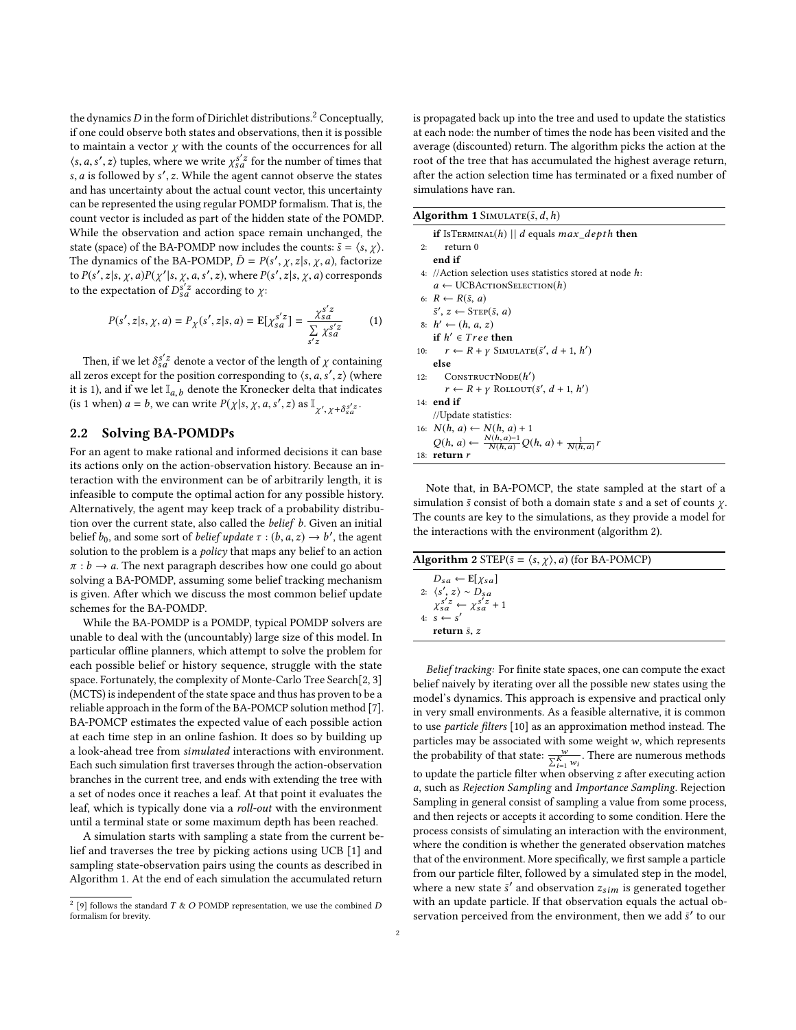the dynamics $D$ in the form of Dirichlet distributions.[2] Conceptually, if one could observe both states and observations, then it is possible to maintain a vector $\chi$ with the counts of the occurrences for all $\langle s, a, s', z \rangle$ tuples, where we write $\chi_{sa}^{s'z}$ for the number of times that $s, a$ is followed by $s', z$. While the agent cannot observe the states and has uncertainty about the actual count vector, this uncertainty can be represented the using regular POMDP formalism. That is, the count vector is included as part of the hidden state of the POMDP. While the observation and action space remain unchanged, the state (space) of the BA-POMDP now includes the counts: $\bar{s} = \langle s, \chi \rangle$. The dynamics of the BA-POMDP, $\bar{D} = P(s', \chi, z | s, \chi, a)$, factorize to $P(s', z | s, \chi, a) P(\chi' | s, \chi, a, s', z)$, where $P(s', z | s, \chi, a)$ corresponds to the expectation of $D_{sa}^{s'z}$ according to $\chi$:

$$P(s', z | s, \chi, a) = P_{\chi}(s', z | s, a) = \mathbb{E}[\chi_{sa}^{s'z}] = \frac{\chi_{sa}^{s'z}}{\sum\limits_{s'z} \chi_{sa}^{s'z}} \qquad (1)$$

Then, if we let $\delta_{sa}^{s'z}$ denote a vector of the length of $\chi$ containing all zeros except for the position corresponding to $\langle s, a, s', z \rangle$ (where it is 1), and if we let $\mathbb{I}_{a,b}$ denote the Kronecker delta that indicates (is 1 when) $a = b$, we can write $P(\chi | s, \chi, a, s', z)$ as $\mathbb{I}_{\chi', \chi + \delta_{sa}^{s'z}}$.

## 2.2 Solving BA-POMDPs

For an agent to make rational and informed decisions it can base its actions only on the action-observation history. Because an interaction with the environment can be of arbitrarily length, it is infeasible to compute the optimal action for any possible history. Alternatively, the agent may keep track of a probability distribution over the current state, also called the *belief* $b$. Given an initial belief $b_0$, and some sort of *belief update* $\tau : (b, a, z) \rightarrow b'$, the agent solution to the problem is a *policy* that maps any belief to an action $\pi : b \rightarrow a$. The next paragraph describes how one could go about solving a BA-POMDP, assuming some belief tracking mechanism is given. After which we discuss the most common belief update schemes for the BA-POMDP.

While the BA-POMDP is a POMDP, typical POMDP solvers are unable to deal with the (uncountably) large size of this model. In particular offline planners, which attempt to solve the problem for each possible belief or history sequence, struggle with the state space. Fortunately, the complexity of Monte-Carlo Tree Search[2, 3] (MCTS) is independent of the state space and thus has proven to be a reliable approach in the form of the BA-POMCP solution method [7]. BA-POMCP estimates the expected value of each possible action at each time step in an online fashion. It does so by building up a look-ahead tree from *simulated* interactions with environment. Each such simulation first traverses through the action-observation branches in the current tree, and ends with extending the tree with a set of nodes once it reaches a leaf. At that point it evaluates the leaf, which is typically done via a *roll-out* with the environment until a terminal state or some maximum depth has been reached.

A simulation starts with sampling a state from the current belief and traverses the tree by picking actions using UCB [1] and sampling state-observation pairs using the counts as described in Algorithm 1. At the end of each simulation the accumulated return is propagated back up into the tree and used to update the statistics at each node: the number of times the node has been visited and the average (discounted) return. The algorithm picks the action at the root of the tree that has accumulated the highest average return, after the action selection time has terminated or a fixed number of simulations have ran.

**Algorithm 1** SIMULATE($\bar{s}, d, h$)

```
    if IsTerminal(h) || d equals max_depth then
2:      return 0
    end if
4:  //Action selection uses statistics stored at node h:
    a ← UCBActionSelection(h)
6:  R ← R(s̄, a)
    s̄', z ← Step(s̄, a)
8:  h' ← (h, a, z)
    if h' ∈ Tree then
10:     r ← R + γ Simulate(s̄', d + 1, h')
    else
12:     ConstructNode(h')
        r ← R + γ Rollout(s̄', d + 1, h')
14: end if
    //Update statistics:
16: N(h, a) ← N(h, a) + 1
    Q(h, a) ← (N(h, a)−1)/N(h, a) Q(h, a) + 1/N(h, a) r
18: return r
```

Note that, in BA-POMCP, the state sampled at the start of a simulation $\bar{s}$ consist of both a domain state $s$ and a set of counts $\chi$. The counts are key to the simulations, as they provide a model for the interactions with the environment (algorithm 2).

**Algorithm 2** STEP($\bar{s} = \langle s, \chi \rangle, a$) (for BA-POMCP)

```
    D_sa ← E[χ_sa]
2:  ⟨s', z⟩ ~ D_sa
    χ_sa^{s'z} ← χ_sa^{s'z} + 1
4:  s ← s'
    return s̄, z
```

*Belief tracking:* For finite state spaces, one can compute the exact belief naively by iterating over all the possible new states using the model's dynamics. This approach is expensive and practical only in very small environments. As a feasible alternative, it is common to use *particle filters* [10] as an approximation method instead. The particles may be associated with some weight $w$, which represents the probability of that state: $\frac{w}{\sum_{i=1}^{K} w_i}$. There are numerous methods to update the particle filter when observing $z$ after executing action $a$, such as *Rejection Sampling* and *Importance Sampling*. Rejection Sampling in general consist of sampling a value from some process, and then rejects or accepts it according to some condition. Here the process consists of simulating an interaction with the environment, where the condition is whether the generated observation matches that of the environment. More specifically, we first sample a particle from our particle filter, followed by a simulated step in the model, where a new state $\bar{s}'$ and observation $z_{sim}$ is generated together with an update particle. If that observation equals the actual observation perceived from the environment, then we add $\bar{s}'$ to our

[2] [9] follows the standard $T$ & $O$ POMDP representation, we use the combined $D$ formalism for brevity.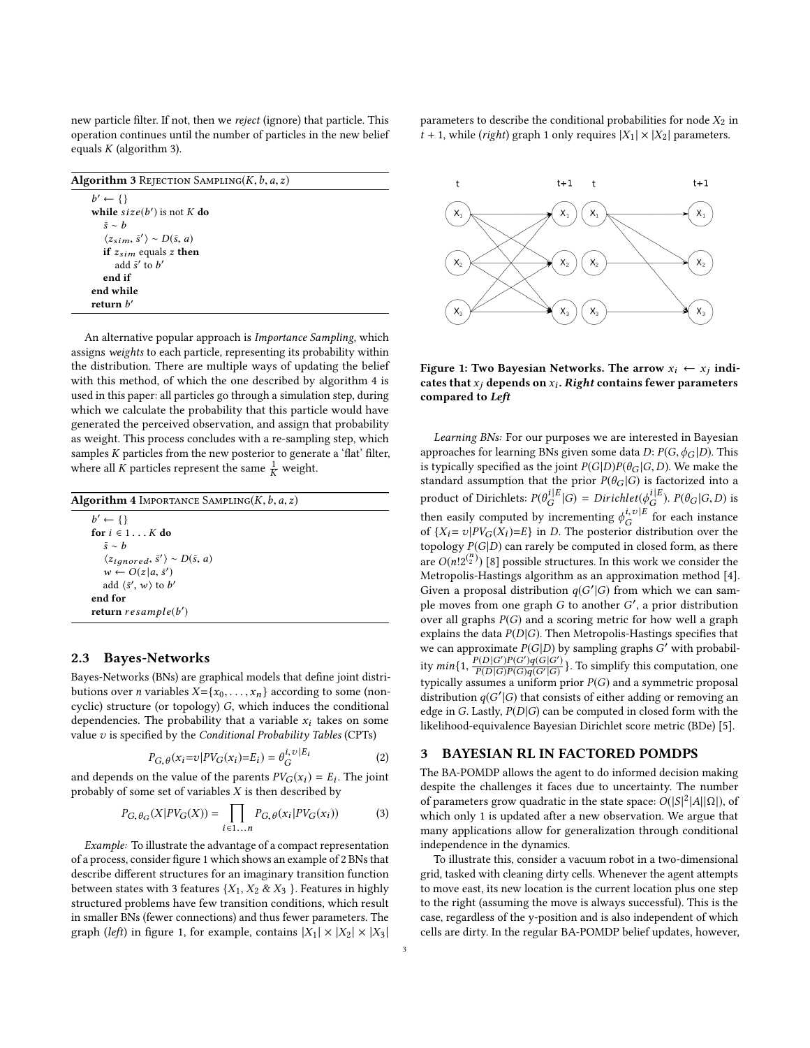new particle filter. If not, then we *reject* (ignore) that particle. This operation continues until the number of particles in the new belief equals $K$ (algorithm 3).

**Algorithm 3** REJECTION SAMPLING($K, b, a, z$)

```
b' ← {}
while size(b') is not K do
    s̄ ~ b
    ⟨z_sim, s̄'⟩ ~ D(s̄, a)
    if z_sim equals z then
        add s̄' to b'
    end if
end while
return b'
```

An alternative popular approach is *Importance Sampling*, which assigns *weights* to each particle, representing its probability within the distribution. There are multiple ways of updating the belief with this method, of which the one described by algorithm 4 is used in this paper: all particles go through a simulation step, during which we calculate the probability that this particle would have generated the perceived observation, and assign that probability as weight. This process concludes with a re-sampling step, which samples $K$ particles from the new posterior to generate a 'flat' filter, where all $K$ particles represent the same $\frac{1}{K}$ weight.

**Algorithm 4** IMPORTANCE SAMPLING($K, b, a, z$)

```
b' ← {}
for i ∈ 1 ... K do
    s̄ ~ b
    ⟨z_ignored, s̄'⟩ ~ D(s̄, a)
    w ← O(z|a, s̄')
    add ⟨s̄', w⟩ to b'
end for
return resample(b')
```

## 2.3 Bayes-Networks

Bayes-Networks (BNs) are graphical models that define joint distributions over $n$ variables $X=\{x_0, \ldots, x_n\}$ according to some (non-cyclic) structure (or topology) $G$, which induces the conditional dependencies. The probability that a variable $x_i$ takes on some value $v$ is specified by the *Conditional Probability Tables* (CPTs)

$$P_{G,\theta}(x_i=v|PV_G(x_i)=E_i) = \theta_G^{i,v|E_i} \tag{2}$$

and depends on the value of the parents $PV_G(x_i) = E_i$. The joint probably of some set of variables $X$ is then described by

$$P_{G,\theta_G}(X|PV_G(X)) = \prod_{i \in 1 \ldots n} P_{G,\theta}(x_i|PV_G(x_i)) \tag{3}$$

*Example:* To illustrate the advantage of a compact representation of a process, consider figure 1 which shows an example of 2 BNs that describe different structures for an imaginary transition function between states with 3 features $\{X_1, X_2 \,\&\, X_3\}$. Features in highly structured problems have few transition conditions, which result in smaller BNs (fewer connections) and thus fewer parameters. The graph (*left*) in figure 1, for example, contains $|X_1| \times |X_2| \times |X_3|$ parameters to describe the conditional probabilities for node $X_2$ in $t + 1$, while (*right*) graph 1 only requires $|X_1| \times |X_2|$ parameters.

**Figure 1: Two Bayesian Networks. The arrow $x_i \leftarrow x_j$ indicates that $x_j$ depends on $x_i$. *Right* contains fewer parameters compared to *Left***

*Learning BNs:* For our purposes we are interested in Bayesian approaches for learning BNs given some data $D$: $P(G, \phi_G|D)$. This is typically specified as the joint $P(G|D)P(\theta_G|G, D)$. We make the standard assumption that the prior $P(\theta_G|G)$ is factorized into a product of Dirichlets: $P(\theta_G^{i|E}|G) = Dirichlet(\phi_G^{i|E})$. $P(\theta_G|G, D)$ is then easily computed by incrementing $\phi_G^{i,v|E}$ for each instance of $\{X_i = v|PV_G(X_i)=E\}$ in $D$. The posterior distribution over the topology $P(G|D)$ can rarely be computed in closed form, as there are $O(n!2^{\binom{n}{2}})$ [8] possible structures. In this work we consider the Metropolis-Hastings algorithm as an approximation method [4]. Given a proposal distribution $q(G'|G)$ from which we can sample moves from one graph $G$ to another $G'$, a prior distribution over all graphs $P(G)$ and a scoring metric for how well a graph explains the data $P(D|G)$. Then Metropolis-Hastings specifies that we can approximate $P(G|D)$ by sampling graphs $G'$ with probability $min\{1, \frac{P(D|G')P(G')q(G|G')}{P(D|G)P(G)q(G'|G)}\}$. To simplify this computation, one typically assumes a uniform prior $P(G)$ and a symmetric proposal distribution $q(G'|G)$ that consists of either adding or removing an edge in $G$. Lastly, $P(D|G)$ can be computed in closed form with the likelihood-equivalence Bayesian Dirichlet score metric (BDe) [5].

# 3 BAYESIAN RL IN FACTORED POMDPS

The BA-POMDP allows the agent to do informed decision making despite the challenges it faces due to uncertainty. The number of parameters grow quadratic in the state space: $O(|S|^2|A||\Omega|)$, of which only 1 is updated after a new observation. We argue that many applications allow for generalization through conditional independence in the dynamics.

To illustrate this, consider a vacuum robot in a two-dimensional grid, tasked with cleaning dirty cells. Whenever the agent attempts to move east, its new location is the current location plus one step to the right (assuming the move is always successful). This is the case, regardless of the y-position and is also independent of which cells are dirty. In the regular BA-POMDP belief updates, however,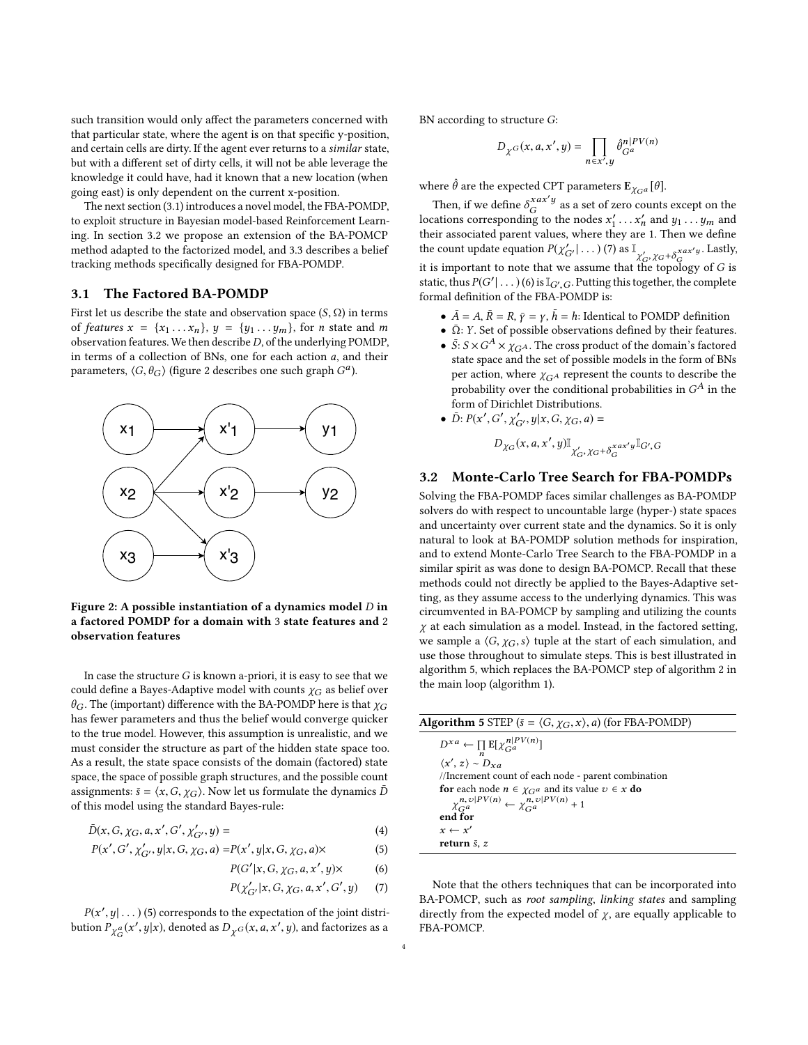such transition would only affect the parameters concerned with that particular state, where the agent is on that specific y-position, and certain cells are dirty. If the agent ever returns to a *similar* state, but with a different set of dirty cells, it will not be able leverage the knowledge it could have, had it known that a new location (when going east) is only dependent on the current x-position.

The next section (3.1) introduces a novel model, the FBA-POMDP, to exploit structure in Bayesian model-based Reinforcement Learning. In section 3.2 we propose an extension of the BA-POMCP method adapted to the factorized model, and 3.3 describes a belief tracking methods specifically designed for FBA-POMDP.

## 3.1 The Factored BA-POMDP

First let us describe the state and observation space $(S, \Omega)$ in terms of *features* $x = \{x_1 \dots x_n\}$, $y = \{y_1 \dots y_m\}$, for $n$ state and $m$ observation features. We then describe $D$, of the underlying POMDP, in terms of a collection of BNs, one for each action $a$, and their parameters, $\langle G, \theta_G \rangle$ (figure 2 describes one such graph $G^a$).

Figure 2: A possible instantiation of a dynamics model $D$ in a factored POMDP for a domain with 3 state features and 2 observation features

In case the structure $G$ is known a-priori, it is easy to see that we could define a Bayes-Adaptive model with counts $\chi_G$ as belief over $\theta_G$. The (important) difference with the BA-POMDP here is that $\chi_G$ has fewer parameters and thus the belief would converge quicker to the true model. However, this assumption is unrealistic, and we must consider the structure as part of the hidden state space too. As a result, the state space consists of the domain (factored) state space, the space of possible graph structures, and the possible count assignments: $\bar{s} = \langle x, G, \chi_G \rangle$. Now let us formulate the dynamics $\bar{D}$ of this model using the standard Bayes-rule:

$$\bar{D}(x, G, \chi_G, a, x', G', \chi'_{G'}, y) = \tag{4}$$

$$P(x', G', \chi'_{G'}, y | x, G, \chi_G, a) = P(x', y | x, G, \chi_G, a) \times \tag{5}$$

$$P(G' | x, G, \chi_G, a, x', y) \times \tag{6}$$

$$P(\chi'_{G'} | x, G, \chi_G, a, x', G', y) \tag{7}$$

$P(x', y| \dots)$ (5) corresponds to the expectation of the joint distribution $P_{\chi^a_G}(x', y|x)$, denoted as $D_{\chi^G}(x, a, x', y)$, and factorizes as a BN according to structure $G$:

$$D_{\chi^G}(x, a, x', y) = \prod_{n \in x', y} \hat{\theta}^{n|PV(n)}_{G^a}$$

where $\hat{\theta}$ are the expected CPT parameters $\mathbf{E}_{\chi_{G^a}}[\theta]$.

Then, if we define $\delta^{xax'y}_G$ as a set of zero counts except on the locations corresponding to the nodes $x'_1 \dots x'_n$ and $y_1 \dots y_m$ and their associated parent values, where they are 1. Then we define the count update equation $P(\chi'_{G'}| \dots)$ (7) as $\mathbb{I}_{\chi'_G, \chi_G + \delta^{xax'y}_G}$. Lastly, it is important to note that we assume that the topology of $G$ is static, thus $P(G'| \dots)$ (6) is $\mathbb{I}_{G', G}$. Putting this together, the complete formal definition of the FBA-POMDP is:

- $\bar{A} = A$, $\bar{R} = R$, $\bar{\gamma} = \gamma$, $\bar{h} = h$: Identical to POMDP definition
- $\bar{\Omega}$: $Y$. Set of possible observations defined by their features.
- $\bar{S}$: $S \times G^A \times \chi_{G^A}$. The cross product of the domain's factored state space and the set of possible models in the form of BNs per action, where $\chi_{G^A}$ represent the counts to describe the probability over the conditional probabilities in $G^A$ in the form of Dirichlet Distributions.
- $\bar{D}$: $P(x', G', \chi'_{G'}, y | x, G, \chi_G, a) =$

$$D_{\chi_G}(x, a, x', y) \mathbb{I}_{\chi'_G, \chi_G + \delta^{xax'y}_G} \mathbb{I}_{G', G}$$

## 3.2 Monte-Carlo Tree Search for FBA-POMDPs

Solving the FBA-POMDP faces similar challenges as BA-POMDP solvers do with respect to uncountable large (hyper-) state spaces and uncertainty over current state and the dynamics. So it is only natural to look at BA-POMDP solution methods for inspiration, and to extend Monte-Carlo Tree Search to the FBA-POMDP in a similar spirit as was done to design BA-POMCP. Recall that these methods could not directly be applied to the Bayes-Adaptive setting, as they assume access to the underlying dynamics. This was circumvented in BA-POMCP by sampling and utilizing the counts $\chi$ at each simulation as a model. Instead, in the factored setting, we sample a $\langle G, \chi_G, s \rangle$ tuple at the start of each simulation, and use those throughout to simulate steps. This is best illustrated in algorithm 5, which replaces the BA-POMCP step of algorithm 2 in the main loop (algorithm 1).

**Algorithm 5** STEP ($\bar{s} = \langle G, \chi_G, x \rangle$, $a$) (for FBA-POMDP)

```
D^{xa} ← ∏_n E[χ_{G^a}^{n|PV(n)}]
⟨x', z⟩ ~ D_{xa}
//Increment count of each node - parent combination
for each node n ∈ χ_{G^a} and its value v ∈ x do
    χ_{G^a}^{n,v|PV(n)} ← χ_{G^a}^{n,v|PV(n)} + 1
end for
x ← x'
return s̄, z
```

Note that the others techniques that can be incorporated into BA-POMCP, such as *root sampling*, *linking states* and sampling directly from the expected model of $\chi$, are equally applicable to FBA-POMCP.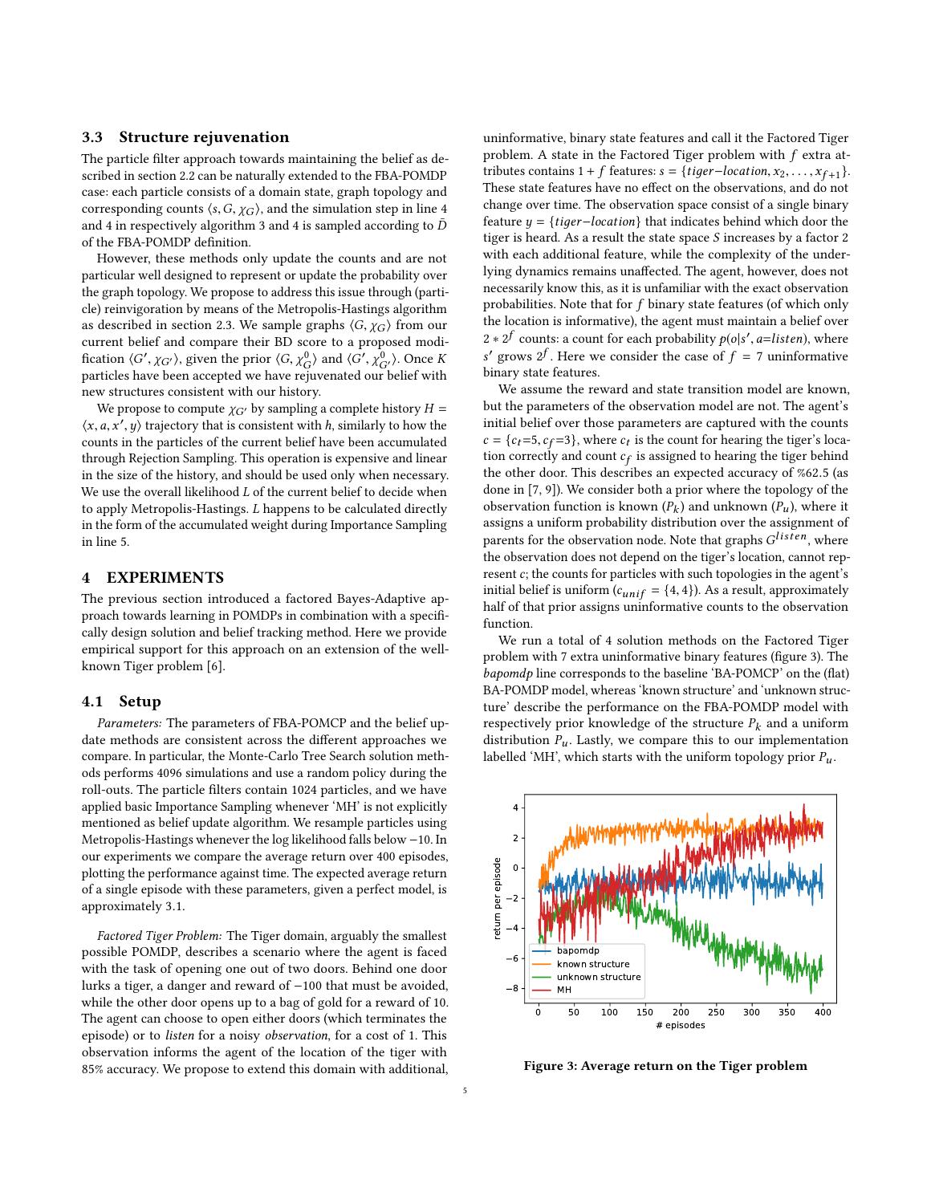### 3.3 Structure rejuvenation

The particle filter approach towards maintaining the belief as described in section 2.2 can be naturally extended to the FBA-POMDP case: each particle consists of a domain state, graph topology and corresponding counts $\langle s, G, \chi_G \rangle$, and the simulation step in line 4 and 4 in respectively algorithm 3 and 4 is sampled according to $\bar{D}$ of the FBA-POMDP definition.

However, these methods only update the counts and are not particular well designed to represent or update the probability over the graph topology. We propose to address this issue through (particle) reinvigoration by means of the Metropolis-Hastings algorithm as described in section 2.3. We sample graphs $\langle G, \chi_G \rangle$ from our current belief and compare their BD score to a proposed modification $\langle G', \chi_{G'} \rangle$, given the prior $\langle G, \chi_G^0 \rangle$ and $\langle G', \chi_{G'}^0 \rangle$. Once $K$ particles have been accepted we have rejuvenated our belief with new structures consistent with our history.

We propose to compute $\chi_{G'}$ by sampling a complete history $H = \langle x, a, x', y \rangle$ trajectory that is consistent with $h$, similarly to how the counts in the particles of the current belief have been accumulated through Rejection Sampling. This operation is expensive and linear in the size of the history, and should be used only when necessary. We use the overall likelihood $L$ of the current belief to decide when to apply Metropolis-Hastings. $L$ happens to be calculated directly in the form of the accumulated weight during Importance Sampling in line 5.

## 4 EXPERIMENTS

The previous section introduced a factored Bayes-Adaptive approach towards learning in POMDPs in combination with a specifically design solution and belief tracking method. Here we provide empirical support for this approach on an extension of the well-known Tiger problem [6].

### 4.1 Setup

*Parameters:* The parameters of FBA-POMCP and the belief update methods are consistent across the different approaches we compare. In particular, the Monte-Carlo Tree Search solution methods performs 4096 simulations and use a random policy during the roll-outs. The particle filters contain 1024 particles, and we have applied basic Importance Sampling whenever 'MH' is not explicitly mentioned as belief update algorithm. We resample particles using Metropolis-Hastings whenever the log likelihood falls below −10. In our experiments we compare the average return over 400 episodes, plotting the performance against time. The expected average return of a single episode with these parameters, given a perfect model, is approximately 3.1.

*Factored Tiger Problem:* The Tiger domain, arguably the smallest possible POMDP, describes a scenario where the agent is faced with the task of opening one out of two doors. Behind one door lurks a tiger, a danger and reward of −100 that must be avoided, while the other door opens up to a bag of gold for a reward of 10. The agent can choose to open either doors (which terminates the episode) or to *listen* for a noisy *observation*, for a cost of 1. This observation informs the agent of the location of the tiger with 85% accuracy. We propose to extend this domain with additional, uninformative, binary state features and call it the Factored Tiger problem. A state in the Factored Tiger problem with $f$ extra attributes contains $1 + f$ features: $s = \{tiger\text{−}location, x_2, \dots, x_{f+1}\}$. These state features have no effect on the observations, and do not change over time. The observation space consist of a single binary feature $y = \{tiger\text{−}location\}$ that indicates behind which door the tiger is heard. As a result the state space $S$ increases by a factor 2 with each additional feature, while the complexity of the underlying dynamics remains unaffected. The agent, however, does not necessarily know this, as it is unfamiliar with the exact observation probabilities. Note that for $f$ binary state features (of which only the location is informative), the agent must maintain a belief over $2 * 2^f$ counts: a count for each probability $p(o|s', a{=}listen)$, where $s'$ grows $2^f$. Here we consider the case of $f = 7$ uninformative binary state features.

We assume the reward and state transition model are known, but the parameters of the observation model are not. The agent's initial belief over those parameters are captured with the counts $c = \{c_t{=}5, c_f{=}3\}$, where $c_t$ is the count for hearing the tiger's location correctly and count $c_f$ is assigned to hearing the tiger behind the other door. This describes an expected accuracy of %62.5 (as done in [7, 9]). We consider both a prior where the topology of the observation function is known ($P_k$) and unknown ($P_u$), where it assigns a uniform probability distribution over the assignment of parents for the observation node. Note that graphs $G^{listen}$, where the observation does not depend on the tiger's location, cannot represent $c$; the counts for particles with such topologies in the agent's initial belief is uniform ($c_{unif} = \{4, 4\}$). As a result, approximately half of that prior assigns uninformative counts to the observation function.

We run a total of 4 solution methods on the Factored Tiger problem with 7 extra uninformative binary features (figure 3). The *bapomdp* line corresponds to the baseline 'BA-POMCP' on the (flat) BA-POMDP model, whereas 'known structure' and 'unknown structure' describe the performance on the FBA-POMDP model with respectively prior knowledge of the structure $P_k$ and a uniform distribution $P_u$. Lastly, we compare this to our implementation labelled 'MH', which starts with the uniform topology prior $P_u$.

**Figure 3: Average return on the Tiger problem**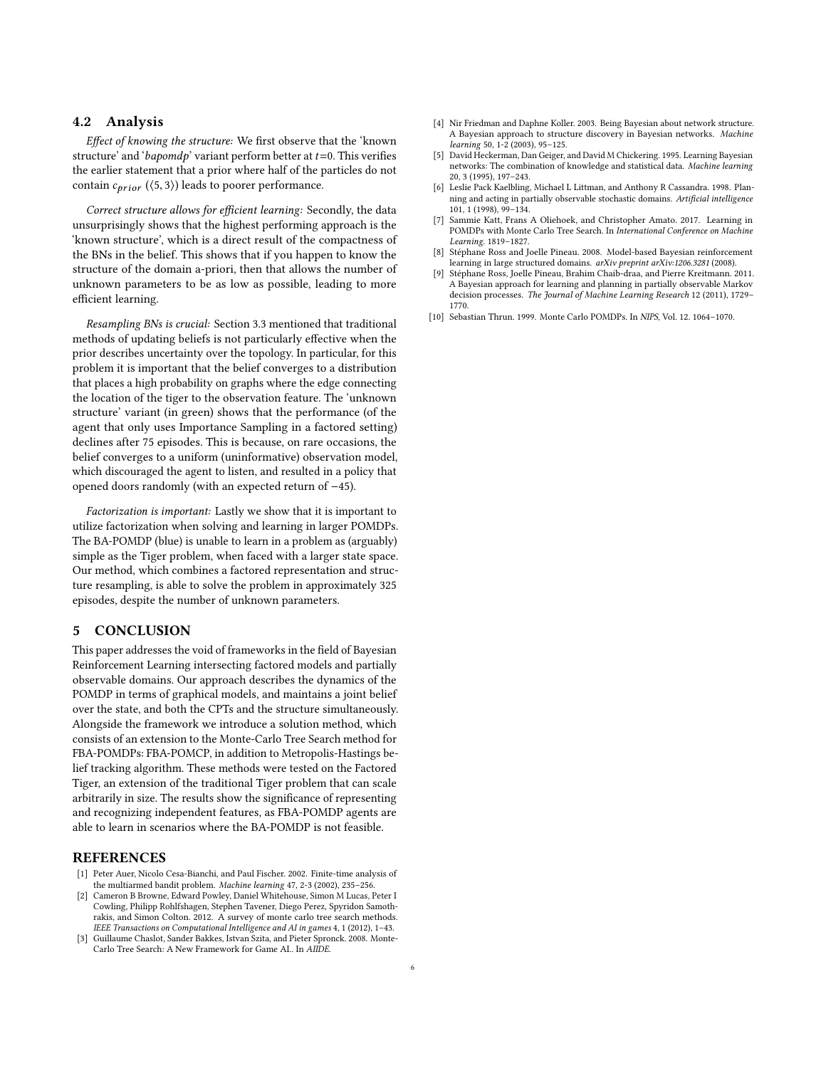## 4.2 Analysis

*Effect of knowing the structure:* We first observe that the 'known structure' and '*bapomdp*' variant perform better at $t$=0. This verifies the earlier statement that a prior where half of the particles do not contain $c_{prior}$ ($\langle 5, 3 \rangle$) leads to poorer performance.

*Correct structure allows for efficient learning:* Secondly, the data unsurprisingly shows that the highest performing approach is the 'known structure', which is a direct result of the compactness of the BNs in the belief. This shows that if you happen to know the structure of the domain a-priori, then that allows the number of unknown parameters to be as low as possible, leading to more efficient learning.

*Resampling BNs is crucial:* Section 3.3 mentioned that traditional methods of updating beliefs is not particularly effective when the prior describes uncertainty over the topology. In particular, for this problem it is important that the belief converges to a distribution that places a high probability on graphs where the edge connecting the location of the tiger to the observation feature. The 'unknown structure' variant (in green) shows that the performance (of the agent that only uses Importance Sampling in a factored setting) declines after 75 episodes. This is because, on rare occasions, the belief converges to a uniform (uninformative) observation model, which discouraged the agent to listen, and resulted in a policy that opened doors randomly (with an expected return of −45).

*Factorization is important:* Lastly we show that it is important to utilize factorization when solving and learning in larger POMDPs. The BA-POMDP (blue) is unable to learn in a problem as (arguably) simple as the Tiger problem, when faced with a larger state space. Our method, which combines a factored representation and structure resampling, is able to solve the problem in approximately 325 episodes, despite the number of unknown parameters.

# 5 CONCLUSION

This paper addresses the void of frameworks in the field of Bayesian Reinforcement Learning intersecting factored models and partially observable domains. Our approach describes the dynamics of the POMDP in terms of graphical models, and maintains a joint belief over the state, and both the CPTs and the structure simultaneously. Alongside the framework we introduce a solution method, which consists of an extension to the Monte-Carlo Tree Search method for FBA-POMDPs: FBA-POMCP, in addition to Metropolis-Hastings belief tracking algorithm. These methods were tested on the Factored Tiger, an extension of the traditional Tiger problem that can scale arbitrarily in size. The results show the significance of representing and recognizing independent features, as FBA-POMDP agents are able to learn in scenarios where the BA-POMDP is not feasible.

# REFERENCES

[1] Peter Auer, Nicolo Cesa-Bianchi, and Paul Fischer. 2002. Finite-time analysis of the multiarmed bandit problem. *Machine learning* 47, 2-3 (2002), 235–256.

[2] Cameron B Browne, Edward Powley, Daniel Whitehouse, Simon M Lucas, Peter I Cowling, Philipp Rohlfshagen, Stephen Tavener, Diego Perez, Spyridon Samothrakis, and Simon Colton. 2012. A survey of monte carlo tree search methods. *IEEE Transactions on Computational Intelligence and AI in games* 4, 1 (2012), 1–43.

[3] Guillaume Chaslot, Sander Bakkes, Istvan Szita, and Pieter Spronck. 2008. Monte-Carlo Tree Search: A New Framework for Game AI.. In *AIIDE*.

[4] Nir Friedman and Daphne Koller. 2003. Being Bayesian about network structure. A Bayesian approach to structure discovery in Bayesian networks. *Machine learning* 50, 1-2 (2003), 95–125.

[5] David Heckerman, Dan Geiger, and David M Chickering. 1995. Learning Bayesian networks: The combination of knowledge and statistical data. *Machine learning* 20, 3 (1995), 197–243.

[6] Leslie Pack Kaelbling, Michael L Littman, and Anthony R Cassandra. 1998. Planning and acting in partially observable stochastic domains. *Artificial intelligence* 101, 1 (1998), 99–134.

[7] Sammie Katt, Frans A Oliehoek, and Christopher Amato. 2017. Learning in POMDPs with Monte Carlo Tree Search. In *International Conference on Machine Learning*. 1819–1827.

[8] Stéphane Ross and Joelle Pineau. 2008. Model-based Bayesian reinforcement learning in large structured domains. *arXiv preprint arXiv:1206.3281* (2008).

[9] Stéphane Ross, Joelle Pineau, Brahim Chaib-draa, and Pierre Kreitmann. 2011. A Bayesian approach for learning and planning in partially observable Markov decision processes. *The Journal of Machine Learning Research* 12 (2011), 1729–1770.

[10] Sebastian Thrun. 1999. Monte Carlo POMDPs. In *NIPS*, Vol. 12. 1064–1070.